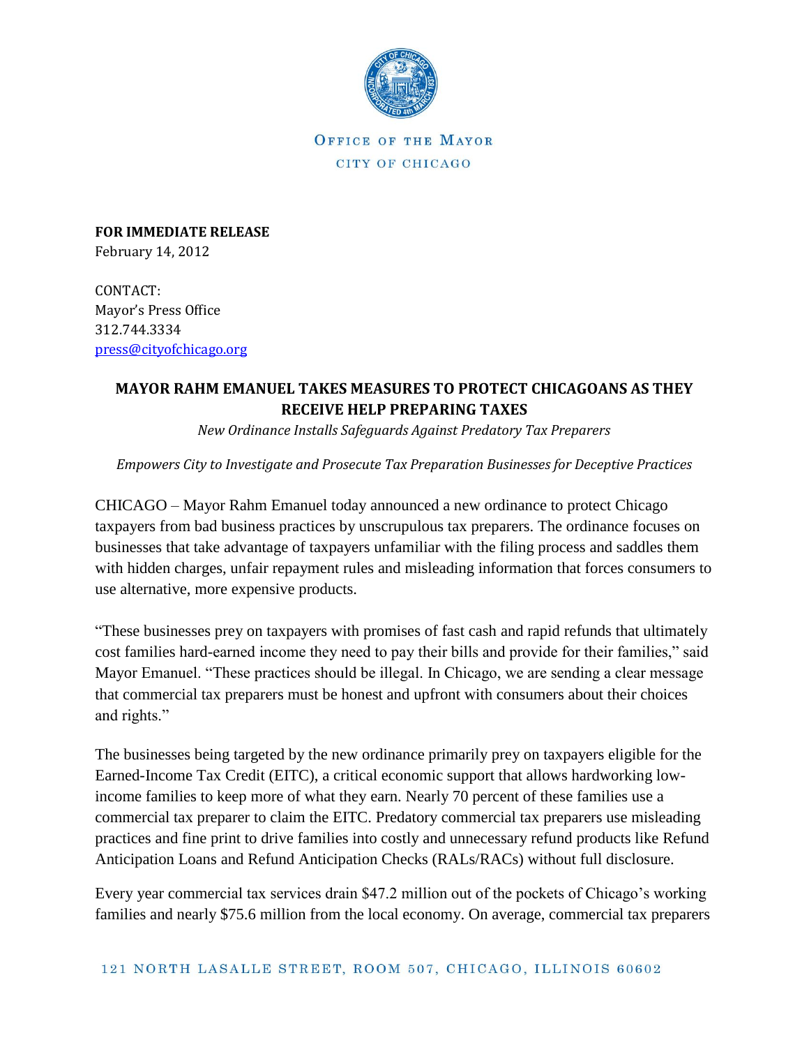OFFICE OF THE MAYOR

CITY OF CHICAGO

**FOR IMMEDIATE RELEASE**
February 14, 2012

CONTACT:
Mayor's Press Office
312.744.3334
[press@cityofchicago.org](mailto:press@cityofchicago.org)

## MAYOR RAHM EMANUEL TAKES MEASURES TO PROTECT CHICAGOANS AS THEY RECEIVE HELP PREPARING TAXES

*New Ordinance Installs Safeguards Against Predatory Tax Preparers*

*Empowers City to Investigate and Prosecute Tax Preparation Businesses for Deceptive Practices*

CHICAGO – Mayor Rahm Emanuel today announced a new ordinance to protect Chicago taxpayers from bad business practices by unscrupulous tax preparers. The ordinance focuses on businesses that take advantage of taxpayers unfamiliar with the filing process and saddles them with hidden charges, unfair repayment rules and misleading information that forces consumers to use alternative, more expensive products.

"These businesses prey on taxpayers with promises of fast cash and rapid refunds that ultimately cost families hard-earned income they need to pay their bills and provide for their families," said Mayor Emanuel. "These practices should be illegal. In Chicago, we are sending a clear message that commercial tax preparers must be honest and upfront with consumers about their choices and rights."

The businesses being targeted by the new ordinance primarily prey on taxpayers eligible for the Earned-Income Tax Credit (EITC), a critical economic support that allows hardworking low-income families to keep more of what they earn. Nearly 70 percent of these families use a commercial tax preparer to claim the EITC. Predatory commercial tax preparers use misleading practices and fine print to drive families into costly and unnecessary refund products like Refund Anticipation Loans and Refund Anticipation Checks (RALs/RACs) without full disclosure.

Every year commercial tax services drain $47.2 million out of the pockets of Chicago's working families and nearly $75.6 million from the local economy. On average, commercial tax preparers

121 NORTH LASALLE STREET, ROOM 507, CHICAGO, ILLINOIS 60602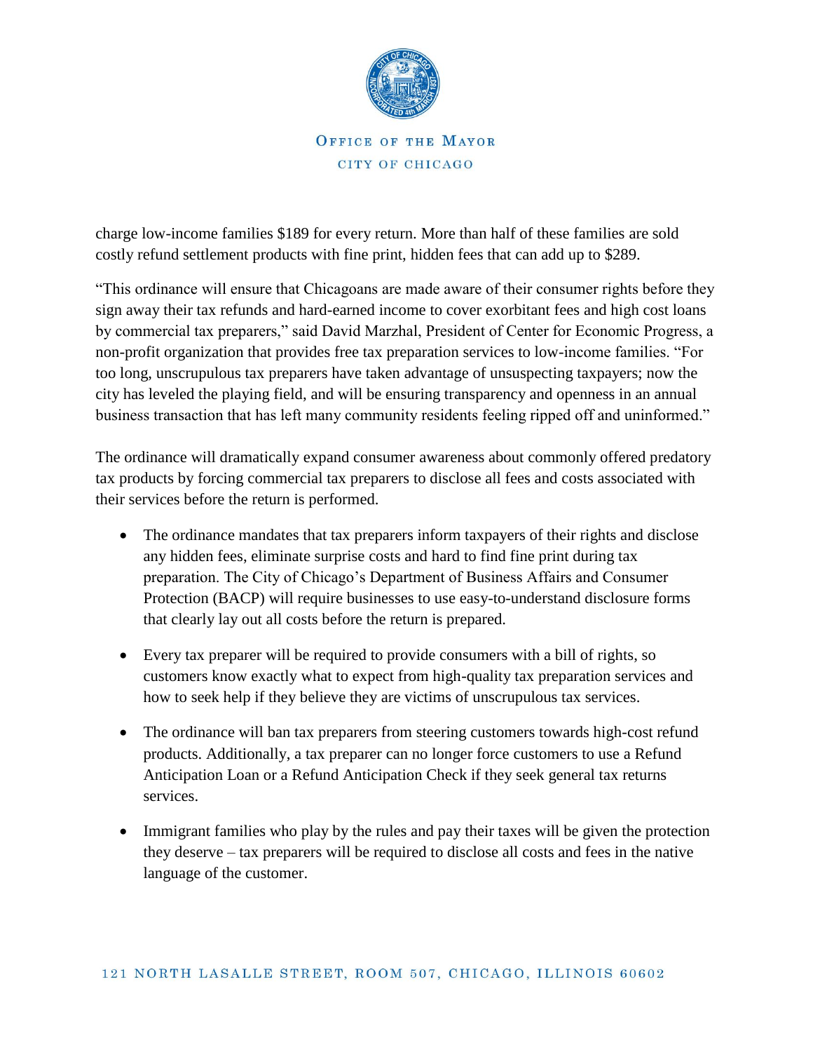charge low-income families $189 for every return. More than half of these families are sold costly refund settlement products with fine print, hidden fees that can add up to $289.

"This ordinance will ensure that Chicagoans are made aware of their consumer rights before they sign away their tax refunds and hard-earned income to cover exorbitant fees and high cost loans by commercial tax preparers," said David Marzhal, President of Center for Economic Progress, a non-profit organization that provides free tax preparation services to low-income families. "For too long, unscrupulous tax preparers have taken advantage of unsuspecting taxpayers; now the city has leveled the playing field, and will be ensuring transparency and openness in an annual business transaction that has left many community residents feeling ripped off and uninformed."

The ordinance will dramatically expand consumer awareness about commonly offered predatory tax products by forcing commercial tax preparers to disclose all fees and costs associated with their services before the return is performed.

- The ordinance mandates that tax preparers inform taxpayers of their rights and disclose any hidden fees, eliminate surprise costs and hard to find fine print during tax preparation. The City of Chicago's Department of Business Affairs and Consumer Protection (BACP) will require businesses to use easy-to-understand disclosure forms that clearly lay out all costs before the return is prepared.

- Every tax preparer will be required to provide consumers with a bill of rights, so customers know exactly what to expect from high-quality tax preparation services and how to seek help if they believe they are victims of unscrupulous tax services.

- The ordinance will ban tax preparers from steering customers towards high-cost refund products. Additionally, a tax preparer can no longer force customers to use a Refund Anticipation Loan or a Refund Anticipation Check if they seek general tax returns services.

- Immigrant families who play by the rules and pay their taxes will be given the protection they deserve – tax preparers will be required to disclose all costs and fees in the native language of the customer.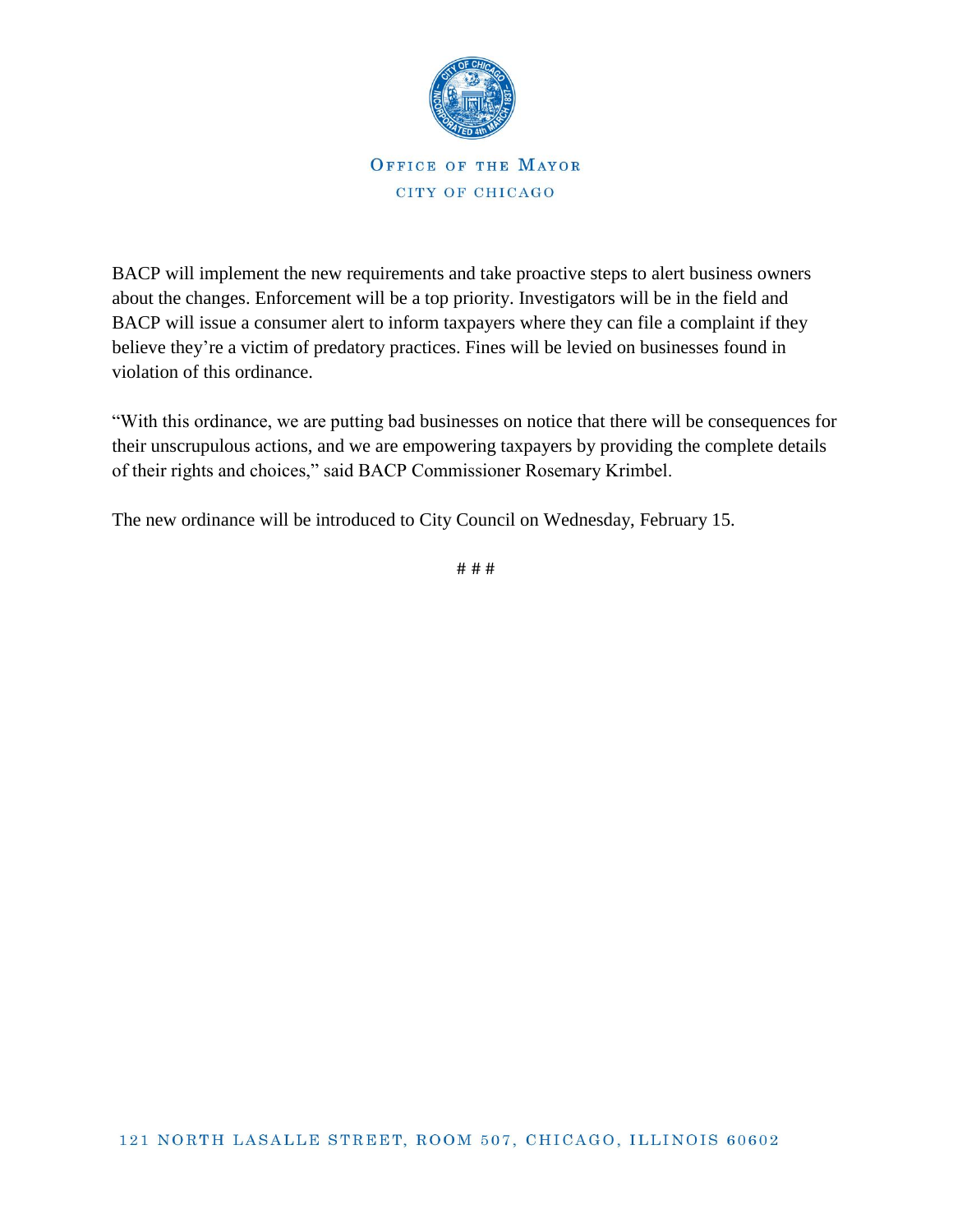BACP will implement the new requirements and take proactive steps to alert business owners about the changes. Enforcement will be a top priority. Investigators will be in the field and BACP will issue a consumer alert to inform taxpayers where they can file a complaint if they believe they're a victim of predatory practices. Fines will be levied on businesses found in violation of this ordinance.

"With this ordinance, we are putting bad businesses on notice that there will be consequences for their unscrupulous actions, and we are empowering taxpayers by providing the complete details of their rights and choices," said BACP Commissioner Rosemary Krimbel.

The new ordinance will be introduced to City Council on Wednesday, February 15.

# # #